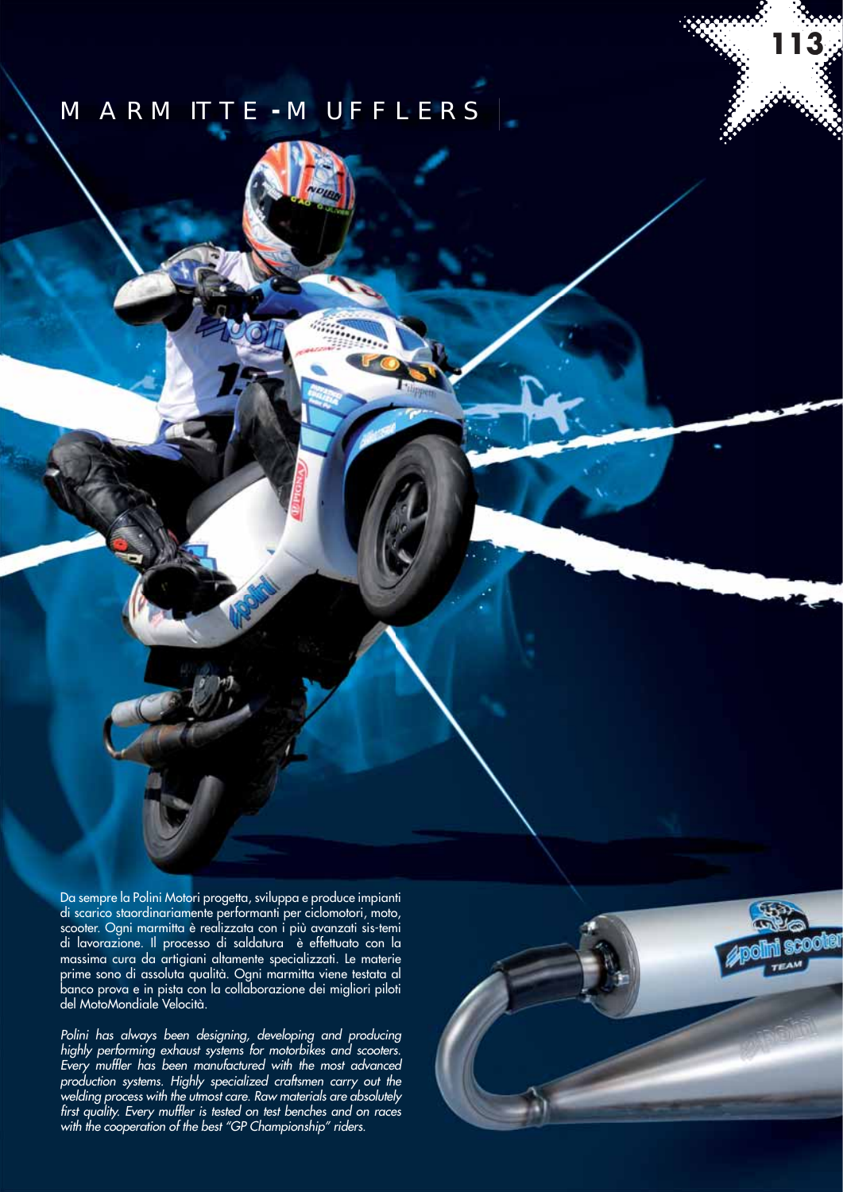# MARMITTE - MUFFLERS

Da sempre la Polini Motori progetta, sviluppa e produce impianti di scarico staordinariamente performanti per ciclomotori, moto, scooter. Ogni marmitta è realizzata con i più avanzati sis-temi di lavorazione. Il processo di saldatura è effettuato con la massima cura da artigiani altamente specializzati. Le materie prime sono di assoluta qualità. Ogni marmitta viene testata al banco prova e in pista con la collaborazione dei migliori piloti del MotoMondiale Velocità.

*Polini has always been designing, developing and producing highly performing exhaust systems for motorbikes and scooters. Every muffler has been manufactured with the most advanced production systems. Highly specialized craftsmen carry out the welding process with the utmost care. Raw materials are absolutely first quality. Every muffler is tested on test benches and on races with the cooperation of the best "GP Championship" riders.*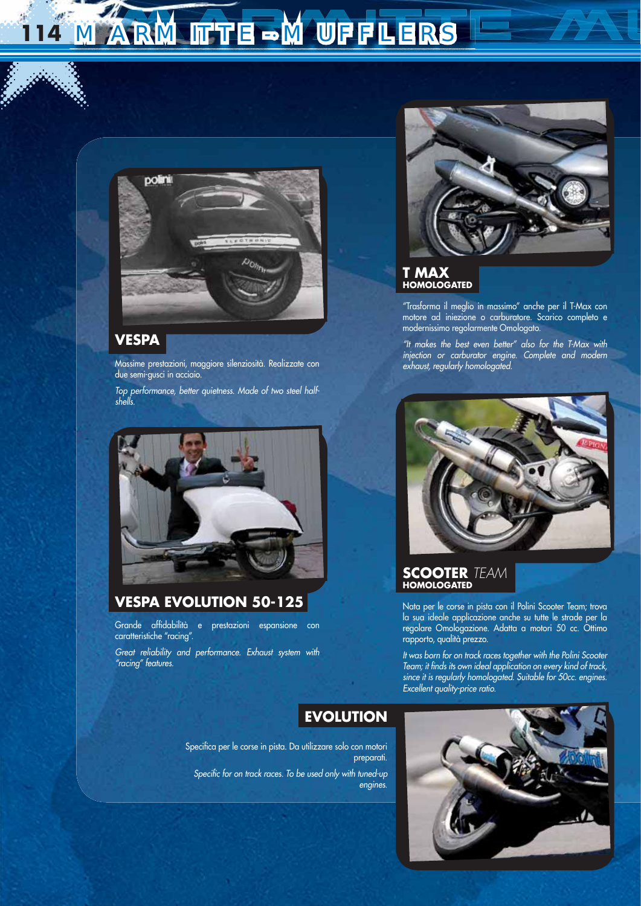# MARMITTE - MUFFLERS

## VESPA

Massime prestazioni, maggiore silenziosità. Realizzate con due semi-gusci in acciaio.

*Top performance, better quietness. Made of two steel half-shells.*

## VESPA EVOLUTION 50-125

Grande affidabilità e prestazioni espansione con caratteristiche "racing".

*Great reliability and performance. Exhaust system with "racing" features.*

## T MAX
### HOMOLOGATED

"Trasforma il meglio in massimo" anche per il T-Max con motore ad iniezione o carburatore. Scarico completo e modernissimo regolarmente Omologato.

*"It makes the best even better" also for the T-Max with injection or carburator engine. Complete and modern exhaust, regularly homologated.*

## SCOOTER *TEAM*
### HOMOLOGATED

Nata per le corse in pista con il Polini Scooter Team; trova la sua ideale applicazione anche su tutte le strade per la regolare Omologazione. Adatta a motori 50 cc. Ottimo rapporto, qualità prezzo.

*It was born for on track races together with the Polini Scooter Team; it finds its own ideal application on every kind of track, since it is regularly homologated. Suitable for 50cc. engines. Excellent quality-price ratio.*

## EVOLUTION

Specifica per le corse in pista. Da utilizzare solo con motori preparati.

*Specific for on track races. To be used only with tuned-up engines.*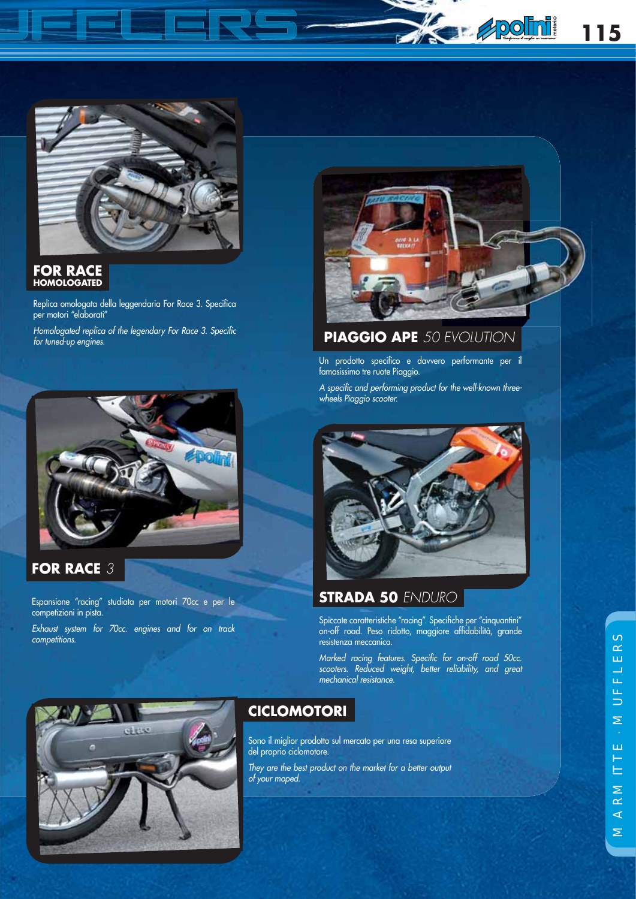## FOR RACE
### HOMOLOGATED

Replica omologata della leggendaria For Race 3. Specifica per motori "elaborati"

*Homologated replica of the legendary For Race 3. Specific for tuned-up engines.*

## FOR RACE *3*

Espansione "racing" studiata per motori 70cc e per le competizioni in pista.

*Exhaust system for 70cc. engines and for on track competitions.*

## PIAGGIO APE *50 EVOLUTION*

Un prodotto specifico e davvero performante per il famosissimo tre ruote Piaggio.

*A specific and performing product for the well-known three-wheels Piaggio scooter.*

## STRADA 50 *ENDURO*

Spiccate caratteristiche "racing". Specifiche per "cinquantini" on-off road. Peso ridotto, maggiore affidabilità, grande resistenza meccanica.

*Marked racing features. Specific for on-off road 50cc. scooters. Reduced weight, better reliability, and great mechanical resistance.*

## CICLOMOTORI

Sono il miglior prodotto sul mercato per una resa superiore del proprio ciclomotore.

*They are the best product on the market for a better output of your moped.*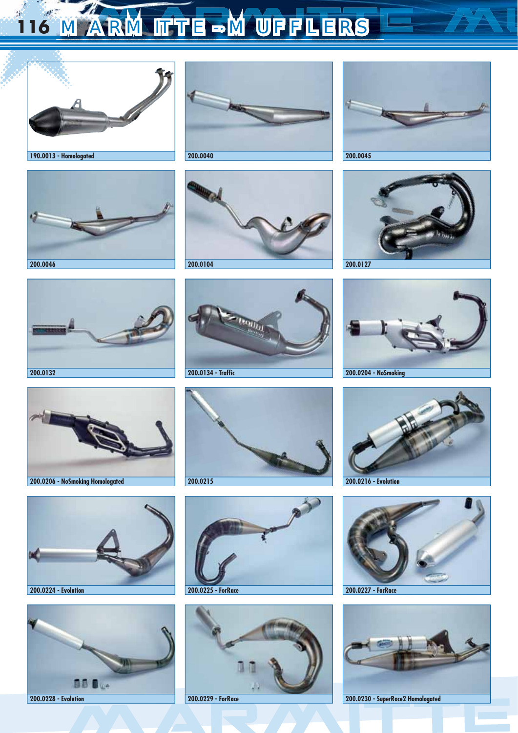# MALOSSI – MUFFLERS

190.0013 - Homologated

200.0040

200.0045

200.0046

200.0104

200.0127

200.0132

200.0134 - Traffic

200.0204 - NoSmoking

200.0206 - NoSmoking Homologated

200.0215

200.0216 - Evolution

200.0224 - Evolution

200.0225 - ForRace

200.0227 - ForRace

200.0228 - Evolution

200.0229 - ForRace

200.0230 - SuperRace2 Homologated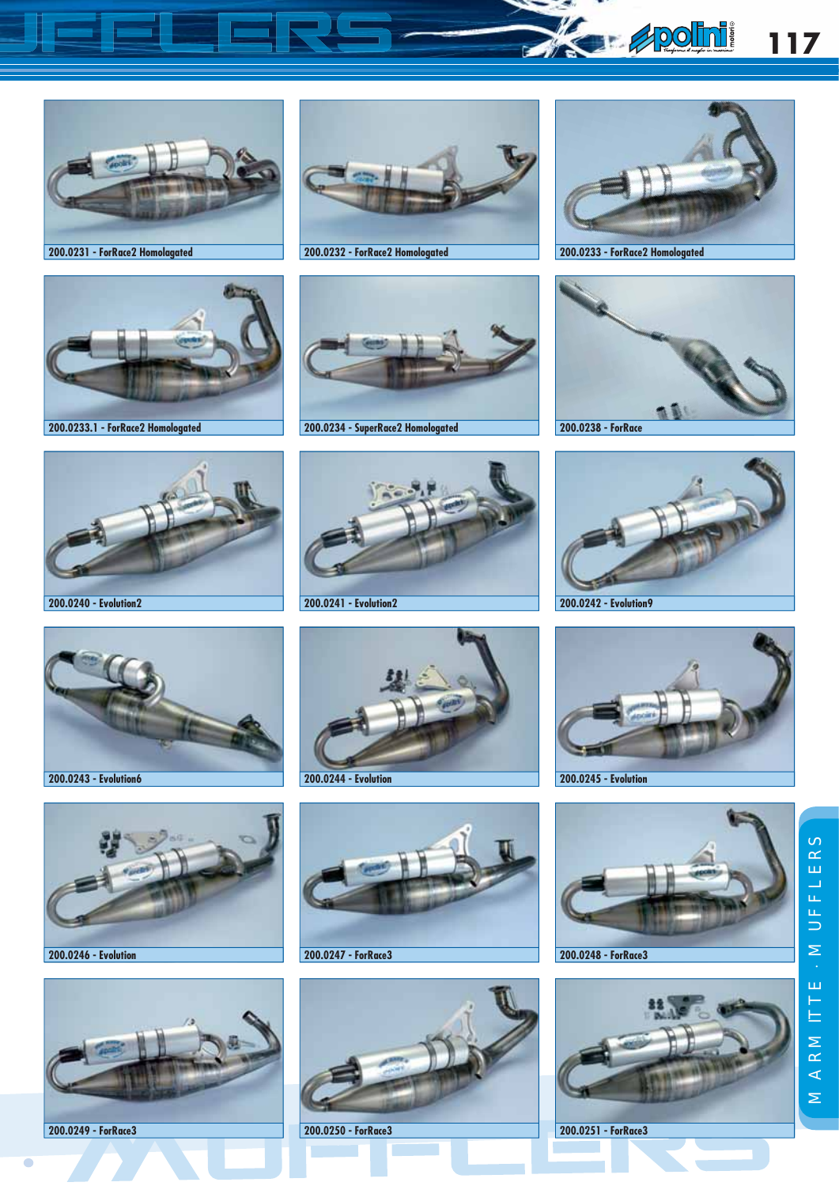200.0231 - ForRace2 Homologated

200.0232 - ForRace2 Homologated

200.0233 - ForRace2 Homologated

200.0233.1 - ForRace2 Homologated

200.0234 - SuperRace2 Homologated

200.0238 - ForRace

200.0240 - Evolution2

200.0241 - Evolution2

200.0242 - Evolution9

200.0243 - Evolution6

200.0244 - Evolution

200.0245 - Evolution

200.0246 - Evolution

200.0247 - ForRace3

200.0248 - ForRace3

200.0249 - ForRace3

200.0250 - ForRace3

200.0251 - ForRace3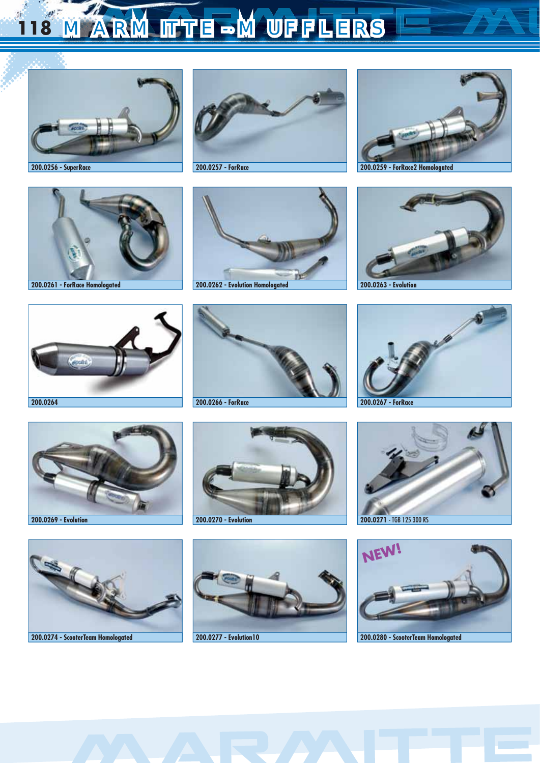# MARMITTE - MUFFLERS

200.0256 - SuperRace

200.0257 - ForRace

200.0259 - ForRace2 Homologated

200.0261 - ForRace Homologated

200.0262 - Evolution Homologated

200.0263 - Evolution

200.0264

200.0266 - ForRace

200.0267 - ForRace

200.0269 - Evolution

200.0270 - Evolution

200.0271 - TGB 125 300 RS

200.0274 - ScooterTeam Homologated

200.0277 - Evolution10

NEW!

200.0280 - ScooterTeam Homologated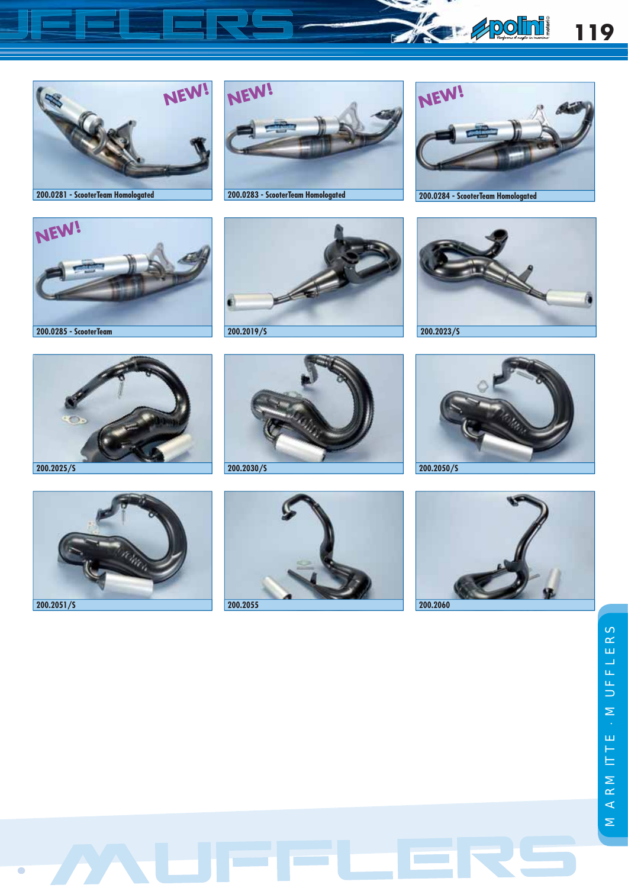NEW!

200.0281 - ScooterTeam Homologated

NEW!

200.0283 - ScooterTeam Homologated

NEW!

200.0284 - ScooterTeam Homologated

NEW!

200.0285 - ScooterTeam

200.2019/S

200.2023/S

200.2025/S

200.2030/S

200.2050/S

200.2051/S

200.2055

200.2060

MARMITTE · MUFFLERS

MUFFLERS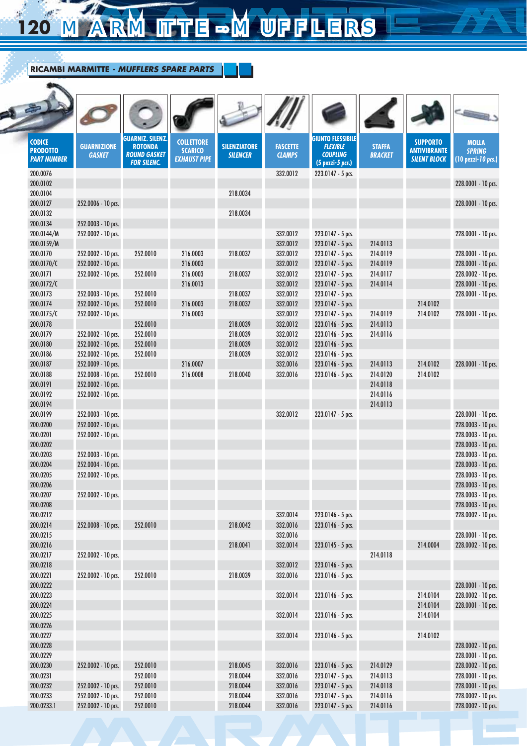## RICAMBI MARMITTE - *MUFFLERS SPARE PARTS*

| CODICE PRODOTTO *PART NUMBER* | GUARNIZIONE *GASKET* | GUARNIZ. SILENZ. ROTONDA *ROUND GASKET FOR SILENC.* | COLLETTORE SCARICO *EXHAUST PIPE* | SILENZIATORE *SILENCER* | FASCETTE *CLAMPS* | GIUNTO FLESSIBILE *FLEXIBLE COUPLING* (5 pezzi-*5 pcs.*) | STAFFA *BRACKET* | SUPPORTO ANTIVIBRANTE *SILENT BLOCK* | MOLLA *SPRING* (10 pezzi-*10 pcs.*) |
|---|---|---|---|---|---|---|---|---|---|
| 200.0076 | | | | | 332.0012 | 223.0147 - 5 pcs. | | | |
| 200.0102 | | | | | | | | | 228.0001 - 10 pcs. |
| 200.0104 | | | | 218.0034 | | | | | |
| 200.0127 | 252.0006 - 10 pcs. | | | | | | | | 228.0001 - 10 pcs. |
| 200.0132 | | | | 218.0034 | | | | | |
| 200.0134 | 252.0003 - 10 pcs. | | | | | | | | |
| 200.0144/M | 252.0002 - 10 pcs. | | | | 332.0012 | 223.0147 - 5 pcs. | | | 228.0001 - 10 pcs. |
| 200.0159/M | | | | | 332.0012 | 223.0147 - 5 pcs. | 214.0113 | | |
| 200.0170 | 252.0002 - 10 pcs. | 252.0010 | 216.0003 | 218.0037 | 332.0012 | 223.0147 - 5 pcs. | 214.0119 | | 228.0001 - 10 pcs. |
| 200.0170/C | 252.0002 - 10 pcs. | | 216.0003 | | 332.0012 | 223.0147 - 5 pcs. | 214.0119 | | 228.0001 - 10 pcs. |
| 200.0171 | 252.0002 - 10 pcs. | 252.0010 | 216.0003 | 218.0037 | 332.0012 | 223.0147 - 5 pcs. | 214.0117 | | 228.0002 - 10 pcs. |
| 200.0172/C | | | 216.0013 | | 332.0012 | 223.0147 - 5 pcs. | 214.0114 | | 228.0001 - 10 pcs. |
| 200.0173 | 252.0003 - 10 pcs. | 252.0010 | | 218.0037 | 332.0012 | 223.0147 - 5 pcs. | | | 228.0001 - 10 pcs. |
| 200.0174 | 252.0002 - 10 pcs. | 252.0010 | 216.0003 | 218.0037 | 332.0012 | 223.0147 - 5 pcs. | | 214.0102 | |
| 200.0175/C | 252.0002 - 10 pcs. | | 216.0003 | | 332.0012 | 223.0147 - 5 pcs. | 214.0119 | 214.0102 | 228.0001 - 10 pcs. |
| 200.0178 | | 252.0010 | | 218.0039 | 332.0012 | 223.0146 - 5 pcs. | 214.0113 | | |
| 200.0179 | 252.0002 - 10 pcs. | 252.0010 | | 218.0039 | 332.0012 | 223.0146 - 5 pcs. | 214.0116 | | |
| 200.0180 | 252.0002 - 10 pcs. | 252.0010 | | 218.0039 | 332.0012 | 223.0146 - 5 pcs. | | | |
| 200.0186 | 252.0002 - 10 pcs. | 252.0010 | | 218.0039 | 332.0012 | 223.0146 - 5 pcs. | | | |
| 200.0187 | 252.0009 - 10 pcs. | | 216.0007 | | 332.0016 | 223.0146 - 5 pcs. | 214.0113 | 214.0102 | 228.0001 - 10 pcs. |
| 200.0188 | 252.0008 - 10 pcs. | 252.0010 | 216.0008 | 218.0040 | 332.0016 | 223.0146 - 5 pcs. | 214.0120 | 214.0102 | |
| 200.0191 | 252.0002 - 10 pcs. | | | | | | 214.0118 | | |
| 200.0192 | 252.0002 - 10 pcs. | | | | | | 214.0116 | | |
| 200.0194 | | | | | | | 214.0113 | | |
| 200.0199 | 252.0003 - 10 pcs. | | | | 332.0012 | 223.0147 - 5 pcs. | | | 228.0001 - 10 pcs. |
| 200.0200 | 252.0002 - 10 pcs. | | | | | | | | 228.0003 - 10 pcs. |
| 200.0201 | 252.0002 - 10 pcs. | | | | | | | | 228.0003 - 10 pcs. |
| 200.0202 | | | | | | | | | 228.0003 - 10 pcs. |
| 200.0203 | 252.0003 - 10 pcs. | | | | | | | | 228.0003 - 10 pcs. |
| 200.0204 | 252.0004 - 10 pcs. | | | | | | | | 228.0003 - 10 pcs. |
| 200.0205 | 252.0002 - 10 pcs. | | | | | | | | 228.0003 - 10 pcs. |
| 200.0206 | | | | | | | | | 228.0003 - 10 pcs. |
| 200.0207 | 252.0002 - 10 pcs. | | | | | | | | 228.0003 - 10 pcs. |
| 200.0208 | | | | | | | | | 228.0003 - 10 pcs. |
| 200.0212 | | | | | 332.0014 | 223.0146 - 5 pcs. | | | 228.0002 - 10 pcs. |
| 200.0214 | 252.0008 - 10 pcs. | 252.0010 | | 218.0042 | 332.0016 | 223.0146 - 5 pcs. | | | |
| 200.0215 | | | | | 332.0016 | | | | 228.0001 - 10 pcs. |
| 200.0216 | | | | 218.0041 | 332.0014 | 223.0145 - 5 pcs. | | 214.0004 | 228.0002 - 10 pcs. |
| 200.0217 | 252.0002 - 10 pcs. | | | | | | 214.0118 | | |
| 200.0218 | | | | | 332.0012 | 223.0146 - 5 pcs. | | | |
| 200.0221 | 252.0002 - 10 pcs. | 252.0010 | | 218.0039 | 332.0016 | 223.0146 - 5 pcs. | | | |
| 200.0222 | | | | | | | | | 228.0001 - 10 pcs. |
| 200.0223 | | | | | 332.0014 | 223.0146 - 5 pcs. | | 214.0104 | 228.0002 - 10 pcs. |
| 200.0224 | | | | | | | | 214.0104 | 228.0001 - 10 pcs. |
| 200.0225 | | | | | 332.0014 | 223.0146 - 5 pcs. | | 214.0104 | |
| 200.0226 | | | | | | | | | |
| 200.0227 | | | | | 332.0014 | 223.0146 - 5 pcs. | | 214.0102 | |
| 200.0228 | | | | | | | | | 228.0002 - 10 pcs. |
| 200.0229 | | | | | | | | | 228.0001 - 10 pcs. |
| 200.0230 | 252.0002 - 10 pcs. | 252.0010 | | 218.0045 | 332.0016 | 223.0146 - 5 pcs. | 214.0129 | | 228.0002 - 10 pcs. |
| 200.0231 | | 252.0010 | | 218.0044 | 332.0016 | 223.0147 - 5 pcs. | 214.0113 | | 228.0001 - 10 pcs. |
| 200.0232 | 252.0002 - 10 pcs. | 252.0010 | | 218.0044 | 332.0016 | 223.0147 - 5 pcs. | 214.0118 | | 228.0001 - 10 pcs. |
| 200.0233 | 252.0002 - 10 pcs. | 252.0010 | | 218.0044 | 332.0016 | 223.0147 - 5 pcs. | 214.0116 | | 228.0002 - 10 pcs. |
| 200.0233.1 | 252.0002 - 10 pcs. | 252.0010 | | 218.0044 | 332.0016 | 223.0147 - 5 pcs. | 214.0116 | | 228.0002 - 10 pcs. |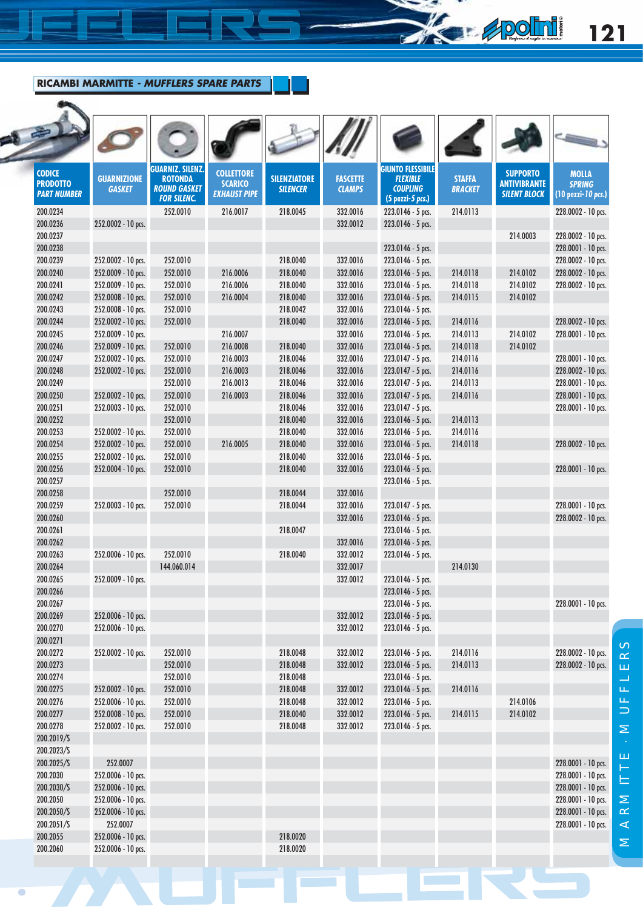## RICAMBI MARMITTE - *MUFFLERS SPARE PARTS*

| CODICE PRODOTTO *PART NUMBER* | GUARNIZIONE *GASKET* | GUARNIZ. SILENZ. ROTONDA *ROUND GASKET FOR SILENC.* | COLLETTORE SCARICO *EXHAUST PIPE* | SILENZIATORE *SILENCER* | FASCETTE *CLAMPS* | GIUNTO FLESSIBILE *FLEXIBLE COUPLING* (5 pezzi-*5 pcs.*) | STAFFA *BRACKET* | SUPPORTO ANTIVIBRANTE *SILENT BLOCK* | MOLLA *SPRING* (10 pezzi-*10 pcs.*) |
|---|---|---|---|---|---|---|---|---|---|
| 200.0234 | | 252.0010 | 216.0017 | 218.0045 | 332.0016 | 223.0146 - 5 pcs. | 214.0113 | | 228.0002 - 10 pcs. |
| 200.0236 | 252.0002 - 10 pcs. | | | | 332.0012 | 223.0146 - 5 pcs. | | | |
| 200.0237 | | | | | | | | 214.0003 | 228.0002 - 10 pcs. |
| 200.0238 | | | | | | 223.0146 - 5 pcs. | | | 228.0001 - 10 pcs. |
| 200.0239 | 252.0002 - 10 pcs. | 252.0010 | | 218.0040 | 332.0016 | 223.0146 - 5 pcs. | | | 228.0002 - 10 pcs. |
| 200.0240 | 252.0009 - 10 pcs. | 252.0010 | 216.0006 | 218.0040 | 332.0016 | 223.0146 - 5 pcs. | 214.0118 | 214.0102 | 228.0002 - 10 pcs. |
| 200.0241 | 252.0009 - 10 pcs. | 252.0010 | 216.0006 | 218.0040 | 332.0016 | 223.0146 - 5 pcs. | 214.0118 | 214.0102 | 228.0002 - 10 pcs. |
| 200.0242 | 252.0008 - 10 pcs. | 252.0010 | 216.0004 | 218.0040 | 332.0016 | 223.0146 - 5 pcs. | 214.0115 | 214.0102 | |
| 200.0243 | 252.0008 - 10 pcs. | 252.0010 | | 218.0042 | 332.0016 | 223.0146 - 5 pcs. | | | |
| 200.0244 | 252.0002 - 10 pcs. | 252.0010 | | 218.0040 | 332.0016 | 223.0146 - 5 pcs. | 214.0116 | | 228.0002 - 10 pcs. |
| 200.0245 | 252.0009 - 10 pcs. | | 216.0007 | | 332.0016 | 223.0146 - 5 pcs. | 214.0113 | 214.0102 | 228.0001 - 10 pcs. |
| 200.0246 | 252.0009 - 10 pcs. | 252.0010 | 216.0008 | 218.0040 | 332.0016 | 223.0146 - 5 pcs. | 214.0118 | 214.0102 | |
| 200.0247 | 252.0002 - 10 pcs. | 252.0010 | 216.0003 | 218.0046 | 332.0016 | 223.0147 - 5 pcs. | 214.0116 | | 228.0001 - 10 pcs. |
| 200.0248 | 252.0002 - 10 pcs. | 252.0010 | 216.0003 | 218.0046 | 332.0016 | 223.0147 - 5 pcs. | 214.0116 | | 228.0002 - 10 pcs. |
| 200.0249 | | 252.0010 | 216.0013 | 218.0046 | 332.0016 | 223.0147 - 5 pcs. | 214.0113 | | 228.0001 - 10 pcs. |
| 200.0250 | 252.0002 - 10 pcs. | 252.0010 | 216.0003 | 218.0046 | 332.0016 | 223.0147 - 5 pcs. | 214.0116 | | 228.0001 - 10 pcs. |
| 200.0251 | 252.0003 - 10 pcs. | 252.0010 | | 218.0046 | 332.0016 | 223.0147 - 5 pcs. | | | 228.0001 - 10 pcs. |
| 200.0252 | | 252.0010 | | 218.0040 | 332.0016 | 223.0146 - 5 pcs. | 214.0113 | | |
| 200.0253 | 252.0002 - 10 pcs. | 252.0010 | | 218.0040 | 332.0016 | 223.0146 - 5 pcs. | 214.0116 | | |
| 200.0254 | 252.0002 - 10 pcs. | 252.0010 | 216.0005 | 218.0040 | 332.0016 | 223.0146 - 5 pcs. | 214.0118 | | 228.0002 - 10 pcs. |
| 200.0255 | 252.0002 - 10 pcs. | 252.0010 | | 218.0040 | 332.0016 | 223.0146 - 5 pcs. | | | |
| 200.0256 | 252.0004 - 10 pcs. | 252.0010 | | 218.0040 | 332.0016 | 223.0146 - 5 pcs. | | | 228.0001 - 10 pcs. |
| 200.0257 | | | | | | 223.0146 - 5 pcs. | | | |
| 200.0258 | | 252.0010 | | 218.0044 | 332.0016 | | | | |
| 200.0259 | 252.0003 - 10 pcs. | 252.0010 | | 218.0044 | 332.0016 | 223.0147 - 5 pcs. | | | 228.0001 - 10 pcs. |
| 200.0260 | | | | | 332.0016 | 223.0146 - 5 pcs. | | | 228.0002 - 10 pcs. |
| 200.0261 | | | | 218.0047 | | 223.0146 - 5 pcs. | | | |
| 200.0262 | | | | | 332.0016 | 223.0146 - 5 pcs. | | | |
| 200.0263 | 252.0006 - 10 pcs. | 252.0010 | | 218.0040 | 332.0012 | 223.0146 - 5 pcs. | | | |
| 200.0264 | | 144.060.014 | | | 332.0017 | | 214.0130 | | |
| 200.0265 | 252.0009 - 10 pcs. | | | | 332.0012 | 223.0146 - 5 pcs. | | | |
| 200.0266 | | | | | | 223.0146 - 5 pcs. | | | |
| 200.0267 | | | | | | 223.0146 - 5 pcs. | | | 228.0001 - 10 pcs. |
| 200.0269 | 252.0006 - 10 pcs. | | | | 332.0012 | 223.0146 - 5 pcs. | | | |
| 200.0270 | 252.0006 - 10 pcs. | | | | 332.0012 | 223.0146 - 5 pcs. | | | |
| 200.0271 | | | | | | | | | |
| 200.0272 | 252.0002 - 10 pcs. | 252.0010 | | 218.0048 | 332.0012 | 223.0146 - 5 pcs. | 214.0116 | | 228.0002 - 10 pcs. |
| 200.0273 | | 252.0010 | | 218.0048 | 332.0012 | 223.0146 - 5 pcs. | 214.0113 | | 228.0002 - 10 pcs. |
| 200.0274 | | 252.0010 | | 218.0048 | | 223.0146 - 5 pcs. | | | |
| 200.0275 | 252.0002 - 10 pcs. | 252.0010 | | 218.0048 | 332.0012 | 223.0146 - 5 pcs. | 214.0116 | | |
| 200.0276 | 252.0006 - 10 pcs. | 252.0010 | | 218.0048 | 332.0012 | 223.0146 - 5 pcs. | | 214.0106 | |
| 200.0277 | 252.0008 - 10 pcs. | 252.0010 | | 218.0040 | 332.0012 | 223.0146 - 5 pcs. | 214.0115 | 214.0102 | |
| 200.0278 | 252.0002 - 10 pcs. | 252.0010 | | 218.0048 | 332.0012 | 223.0146 - 5 pcs. | | | |
| 200.2019/S | | | | | | | | | |
| 200.2023/S | | | | | | | | | |
| 200.2025/S | 252.0007 | | | | | | | | 228.0001 - 10 pcs. |
| 200.2030 | 252.0006 - 10 pcs. | | | | | | | | 228.0001 - 10 pcs. |
| 200.2030/S | 252.0006 - 10 pcs. | | | | | | | | 228.0001 - 10 pcs. |
| 200.2050 | 252.0006 - 10 pcs. | | | | | | | | 228.0001 - 10 pcs. |
| 200.2050/S | 252.0006 - 10 pcs. | | | | | | | | 228.0001 - 10 pcs. |
| 200.2051/S | 252.0007 | | | | | | | | 228.0001 - 10 pcs. |
| 200.2055 | 252.0006 - 10 pcs. | | | 218.0020 | | | | | |
| 200.2060 | 252.0006 - 10 pcs. | | | 218.0020 | | | | | |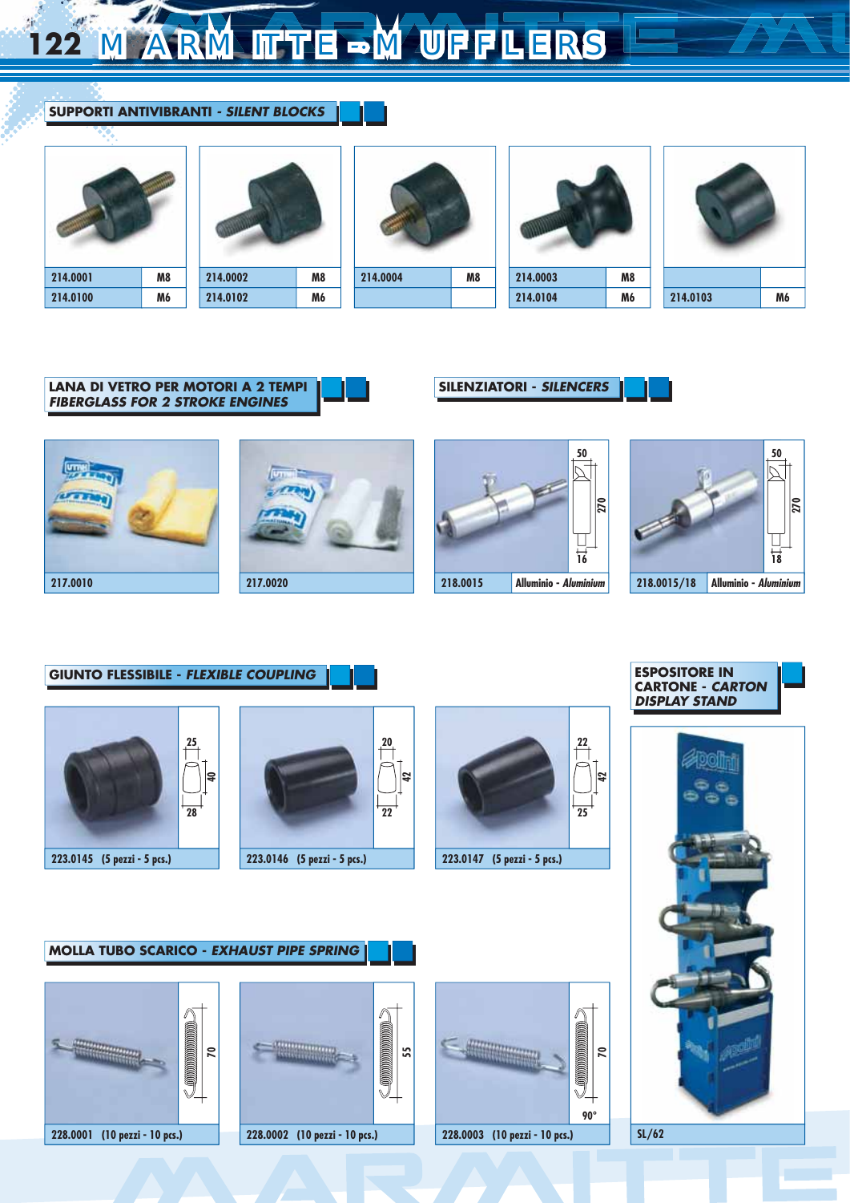# MARMITTE - MUFFLERS

## SUPPORTI ANTIVIBRANTI - *SILENT BLOCKS*

| | |
|---|---|
| 214.0001 | M8 |
| 214.0100 | M6 |

| | |
|---|---|
| 214.0002 | M8 |
| 214.0102 | M6 |

| | |
|---|---|
| 214.0004 | M8 |

| | |
|---|---|
| 214.0003 | M8 |
| 214.0104 | M6 |

| | |
|---|---|
| 214.0103 | M6 |

## LANA DI VETRO PER MOTORI A 2 TEMPI - *FIBERGLASS FOR 2 STROKE ENGINES*

217.0010

217.0020

## SILENZIATORI - *SILENCERS*

50 / 270 / 16

218.0015 — Alluminio - *Aluminium*

50 / 270 / 18

218.0015/18 — Alluminio - *Aluminium*

## GIUNTO FLESSIBILE - *FLEXIBLE COUPLING*

25 / 40 / 28

223.0145 (5 pezzi - 5 pcs.)

20 / 42 / 22

223.0146 (5 pezzi - 5 pcs.)

22 / 42 / 25

223.0147 (5 pezzi - 5 pcs.)

## ESPOSITORE IN CARTONE - *CARTON DISPLAY STAND*

SL/62

## MOLLA TUBO SCARICO - *EXHAUST PIPE SPRING*

70

228.0001 (10 pezzi - 10 pcs.)

55

228.0002 (10 pezzi - 10 pcs.)

70 / 90°

228.0003 (10 pezzi - 10 pcs.)